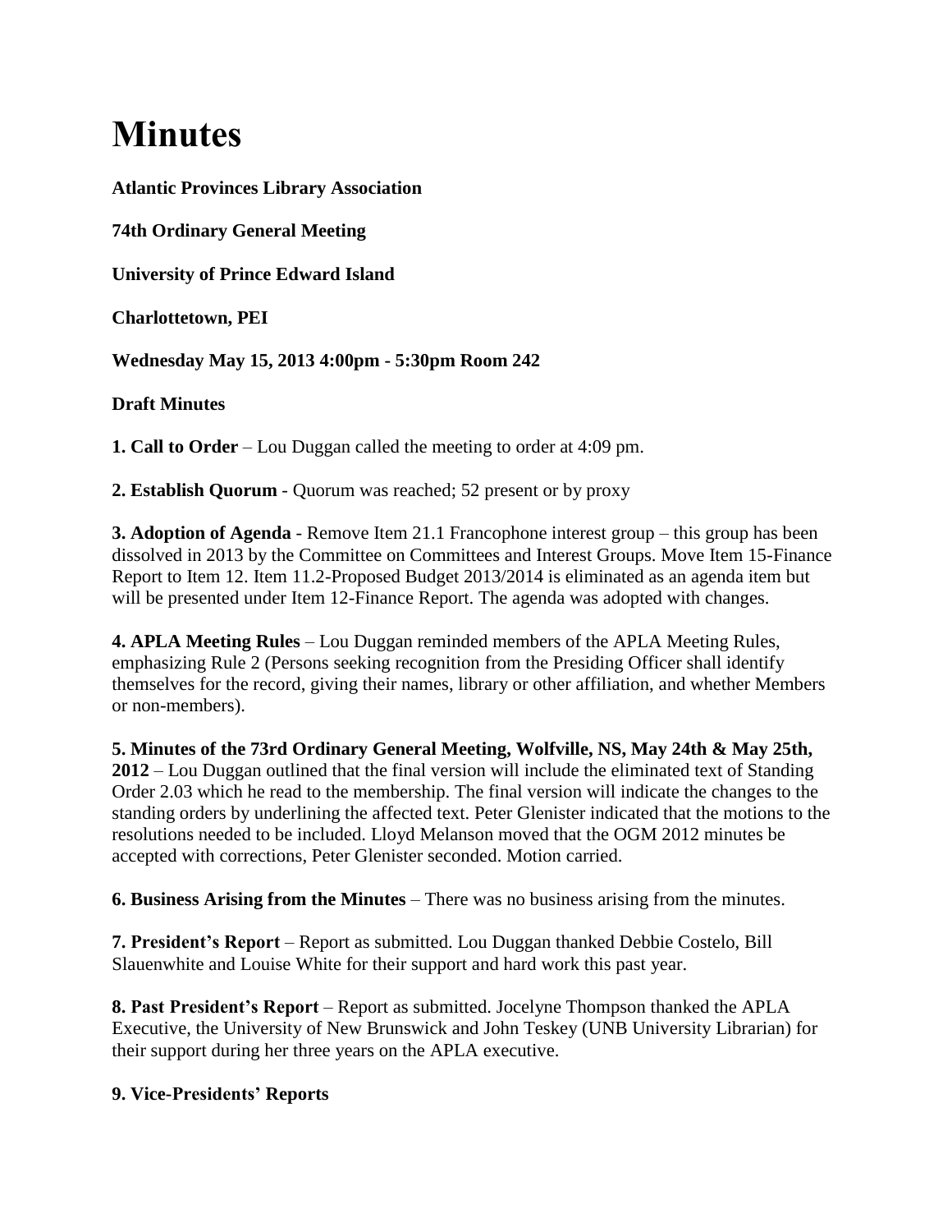# Minutes

**Atlantic Provinces Library Association**

**74th Ordinary General Meeting**

**University of Prince Edward Island**

**Charlottetown, PEI**

**Wednesday May 15, 2013 4:00pm - 5:30pm Room 242**

**Draft Minutes**

**1. Call to Order** – Lou Duggan called the meeting to order at 4:09 pm.

**2. Establish Quorum** - Quorum was reached; 52 present or by proxy

**3. Adoption of Agenda** - Remove Item 21.1 Francophone interest group – this group has been dissolved in 2013 by the Committee on Committees and Interest Groups. Move Item 15-Finance Report to Item 12. Item 11.2-Proposed Budget 2013/2014 is eliminated as an agenda item but will be presented under Item 12-Finance Report. The agenda was adopted with changes.

**4. APLA Meeting Rules** – Lou Duggan reminded members of the APLA Meeting Rules, emphasizing Rule 2 (Persons seeking recognition from the Presiding Officer shall identify themselves for the record, giving their names, library or other affiliation, and whether Members or non-members).

**5. Minutes of the 73rd Ordinary General Meeting, Wolfville, NS, May 24th & May 25th, 2012** – Lou Duggan outlined that the final version will include the eliminated text of Standing Order 2.03 which he read to the membership. The final version will indicate the changes to the standing orders by underlining the affected text. Peter Glenister indicated that the motions to the resolutions needed to be included. Lloyd Melanson moved that the OGM 2012 minutes be accepted with corrections, Peter Glenister seconded. Motion carried.

**6. Business Arising from the Minutes** – There was no business arising from the minutes.

**7. President's Report** – Report as submitted. Lou Duggan thanked Debbie Costelo, Bill Slauenwhite and Louise White for their support and hard work this past year.

**8. Past President's Report** – Report as submitted. Jocelyne Thompson thanked the APLA Executive, the University of New Brunswick and John Teskey (UNB University Librarian) for their support during her three years on the APLA executive.

**9. Vice-Presidents' Reports**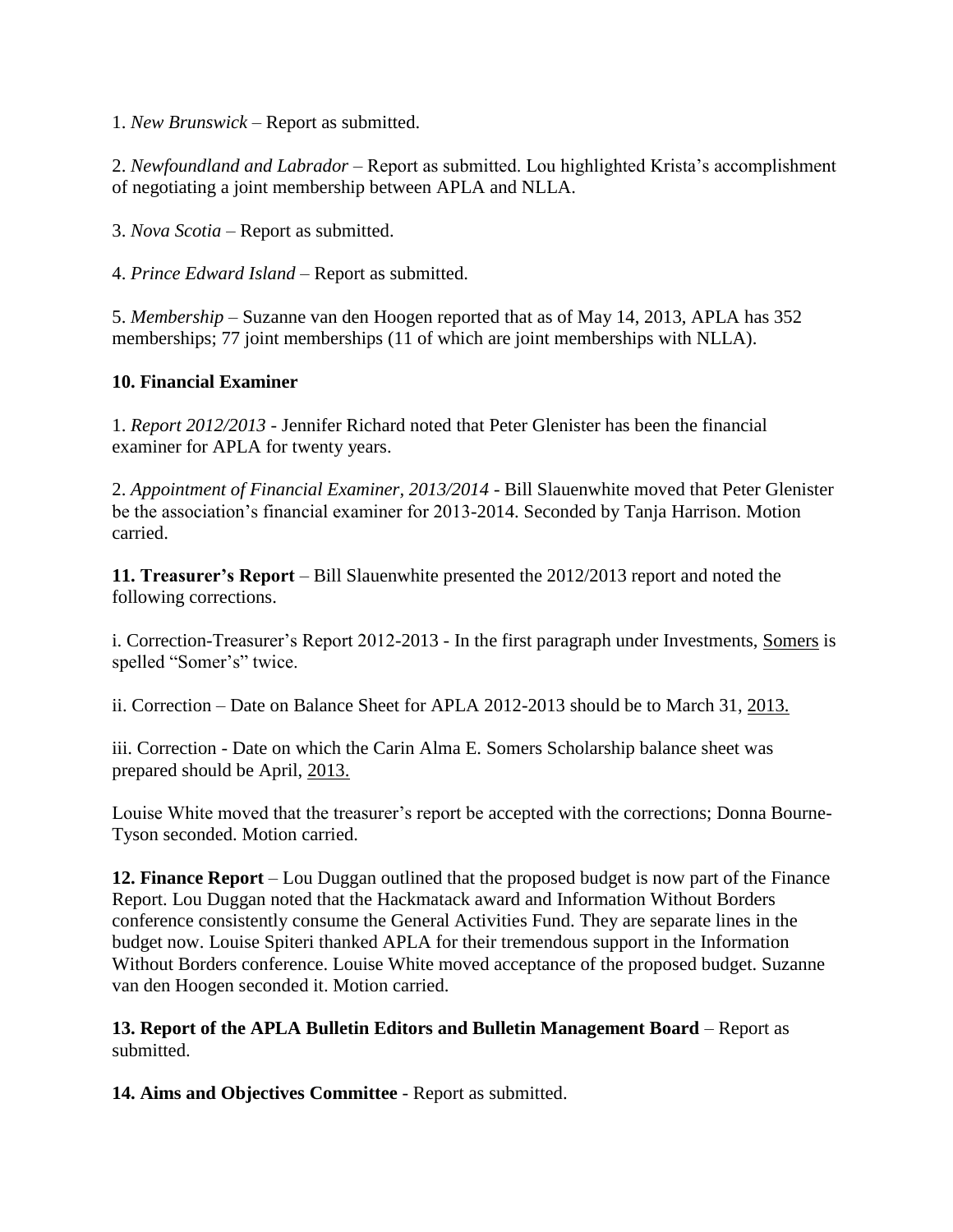1. *New Brunswick* – Report as submitted.

2. *Newfoundland and Labrador* – Report as submitted. Lou highlighted Krista's accomplishment of negotiating a joint membership between APLA and NLLA.

3. *Nova Scotia* – Report as submitted.

4. *Prince Edward Island* – Report as submitted.

5. *Membership* – Suzanne van den Hoogen reported that as of May 14, 2013, APLA has 352 memberships; 77 joint memberships (11 of which are joint memberships with NLLA).

**10. Financial Examiner**

1. *Report 2012/2013* - Jennifer Richard noted that Peter Glenister has been the financial examiner for APLA for twenty years.

2. *Appointment of Financial Examiner, 2013/2014* - Bill Slauenwhite moved that Peter Glenister be the association's financial examiner for 2013-2014. Seconded by Tanja Harrison. Motion carried.

**11. Treasurer's Report** – Bill Slauenwhite presented the 2012/2013 report and noted the following corrections.

i. Correction-Treasurer's Report 2012-2013 - In the first paragraph under Investments, <u>Somers</u> is spelled "Somer's" twice.

ii. Correction – Date on Balance Sheet for APLA 2012-2013 should be to March 31, <u>2013.</u>

iii. Correction - Date on which the Carin Alma E. Somers Scholarship balance sheet was prepared should be April, <u>2013.</u>

Louise White moved that the treasurer's report be accepted with the corrections; Donna Bourne-Tyson seconded. Motion carried.

**12. Finance Report** – Lou Duggan outlined that the proposed budget is now part of the Finance Report. Lou Duggan noted that the Hackmatack award and Information Without Borders conference consistently consume the General Activities Fund. They are separate lines in the budget now. Louise Spiteri thanked APLA for their tremendous support in the Information Without Borders conference. Louise White moved acceptance of the proposed budget. Suzanne van den Hoogen seconded it. Motion carried.

**13. Report of the APLA Bulletin Editors and Bulletin Management Board** – Report as submitted.

**14. Aims and Objectives Committee** - Report as submitted.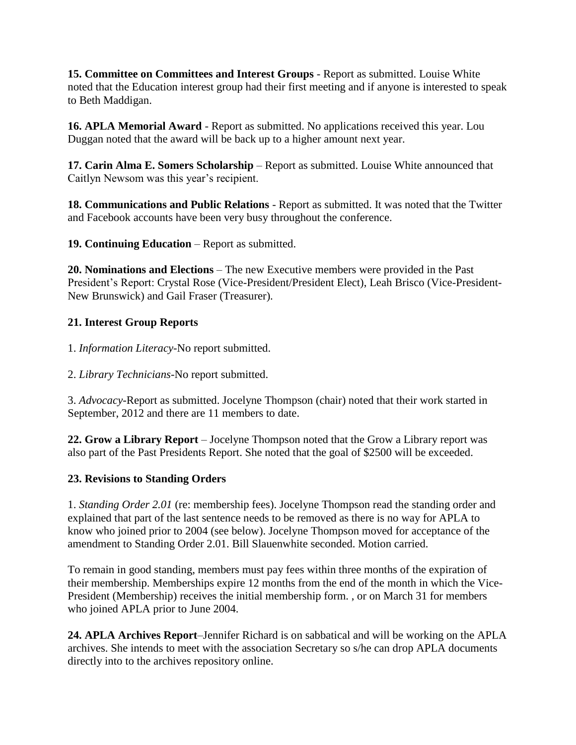**15. Committee on Committees and Interest Groups** - Report as submitted. Louise White noted that the Education interest group had their first meeting and if anyone is interested to speak to Beth Maddigan.

**16. APLA Memorial Award** - Report as submitted. No applications received this year. Lou Duggan noted that the award will be back up to a higher amount next year.

**17. Carin Alma E. Somers Scholarship** – Report as submitted. Louise White announced that Caitlyn Newsom was this year's recipient.

**18. Communications and Public Relations** - Report as submitted. It was noted that the Twitter and Facebook accounts have been very busy throughout the conference.

**19. Continuing Education** – Report as submitted.

**20. Nominations and Elections** – The new Executive members were provided in the Past President's Report: Crystal Rose (Vice-President/President Elect), Leah Brisco (Vice-President-New Brunswick) and Gail Fraser (Treasurer).

**21. Interest Group Reports**

1. *Information Literacy*-No report submitted.

2. *Library Technicians*-No report submitted.

3. *Advocacy*-Report as submitted. Jocelyne Thompson (chair) noted that their work started in September, 2012 and there are 11 members to date.

**22. Grow a Library Report** – Jocelyne Thompson noted that the Grow a Library report was also part of the Past Presidents Report. She noted that the goal of $2500 will be exceeded.

**23. Revisions to Standing Orders**

1. *Standing Order 2.01* (re: membership fees). Jocelyne Thompson read the standing order and explained that part of the last sentence needs to be removed as there is no way for APLA to know who joined prior to 2004 (see below). Jocelyne Thompson moved for acceptance of the amendment to Standing Order 2.01. Bill Slauenwhite seconded. Motion carried.

To remain in good standing, members must pay fees within three months of the expiration of their membership. Memberships expire 12 months from the end of the month in which the Vice-President (Membership) receives the initial membership form. , or on March 31 for members who joined APLA prior to June 2004.

**24. APLA Archives Report**–Jennifer Richard is on sabbatical and will be working on the APLA archives. She intends to meet with the association Secretary so s/he can drop APLA documents directly into to the archives repository online.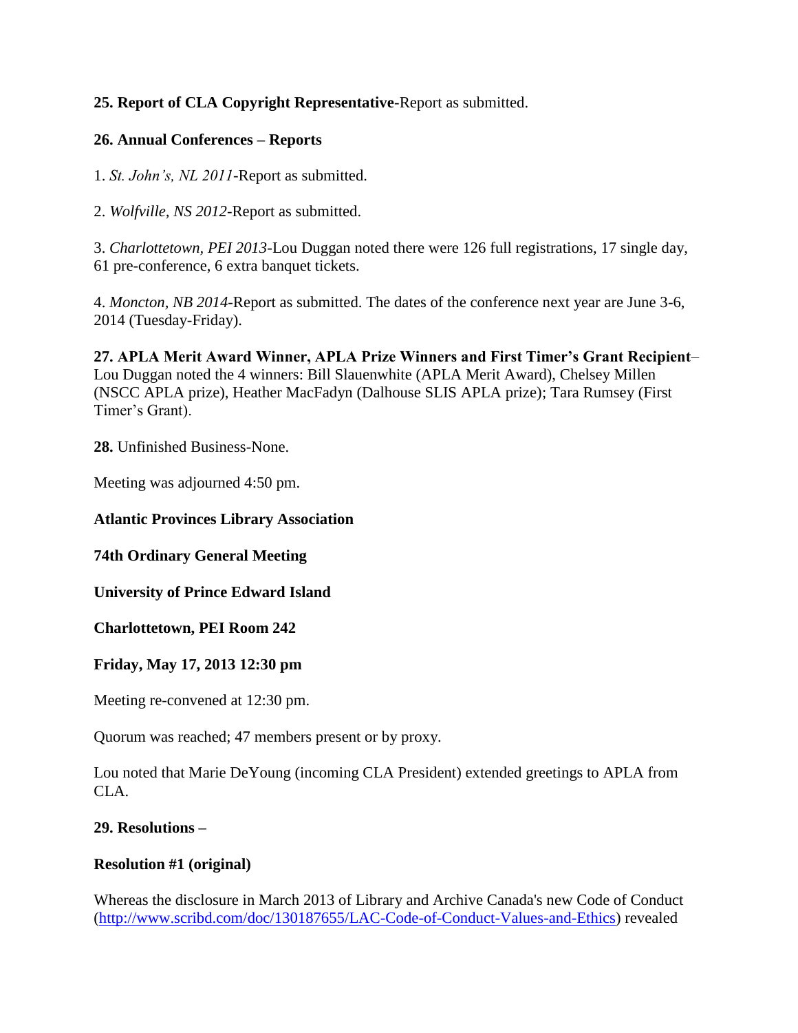**25. Report of CLA Copyright Representative**-Report as submitted.

**26. Annual Conferences – Reports**

1. *St. John's, NL 2011*-Report as submitted.

2. *Wolfville, NS 2012*-Report as submitted.

3. *Charlottetown, PEI 2013*-Lou Duggan noted there were 126 full registrations, 17 single day, 61 pre-conference, 6 extra banquet tickets.

4. *Moncton, NB 2014*-Report as submitted. The dates of the conference next year are June 3-6, 2014 (Tuesday-Friday).

**27. APLA Merit Award Winner, APLA Prize Winners and First Timer's Grant Recipient**– Lou Duggan noted the 4 winners: Bill Slauenwhite (APLA Merit Award), Chelsey Millen (NSCC APLA prize), Heather MacFadyn (Dalhouse SLIS APLA prize); Tara Rumsey (First Timer's Grant).

**28.** Unfinished Business-None.

Meeting was adjourned 4:50 pm.

**Atlantic Provinces Library Association**

**74th Ordinary General Meeting**

**University of Prince Edward Island**

**Charlottetown, PEI Room 242**

**Friday, May 17, 2013 12:30 pm**

Meeting re-convened at 12:30 pm.

Quorum was reached; 47 members present or by proxy.

Lou noted that Marie DeYoung (incoming CLA President) extended greetings to APLA from CLA.

**29. Resolutions –**

**Resolution #1 (original)**

Whereas the disclosure in March 2013 of Library and Archive Canada's new Code of Conduct (http://www.scribd.com/doc/130187655/LAC-Code-of-Conduct-Values-and-Ethics) revealed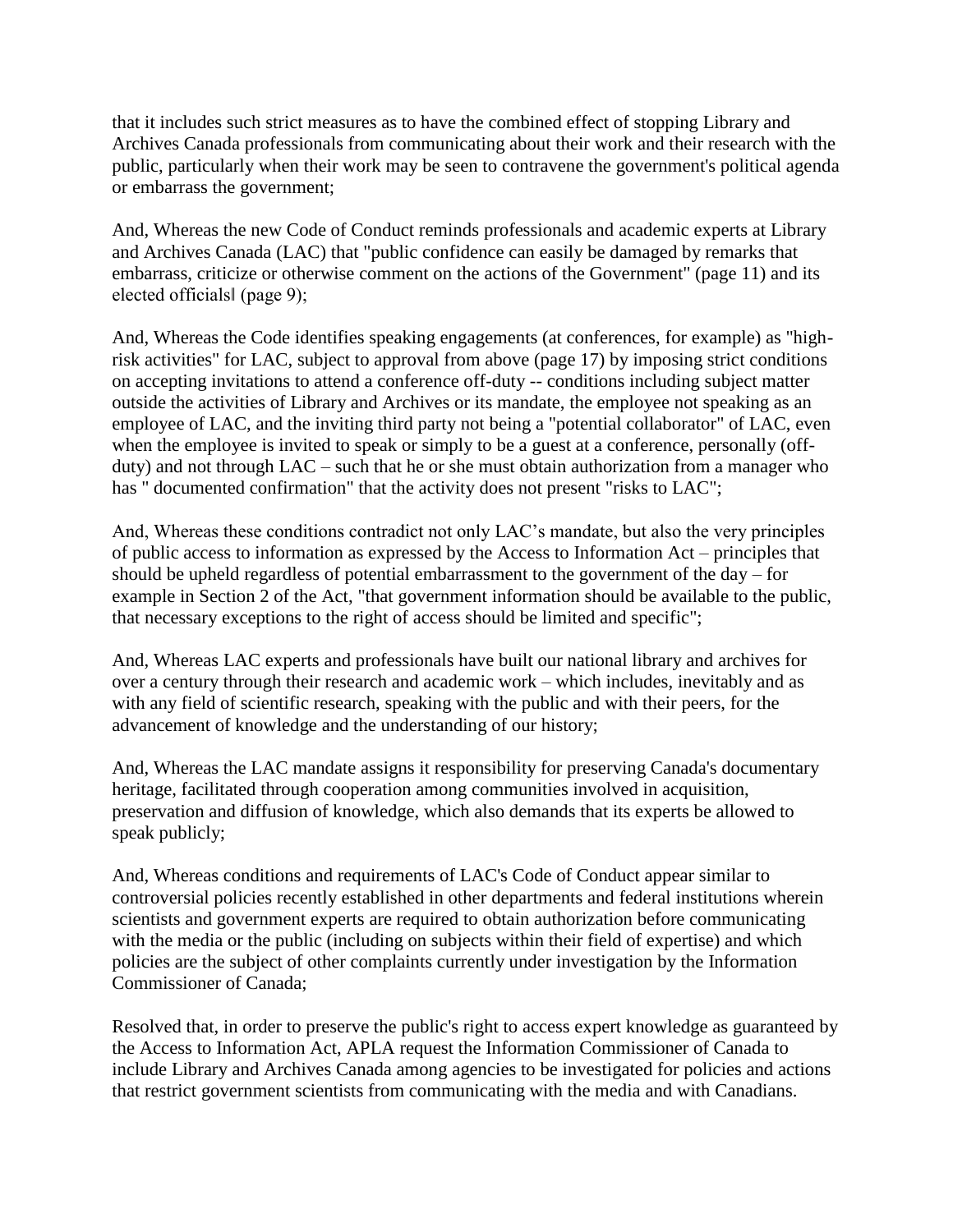that it includes such strict measures as to have the combined effect of stopping Library and Archives Canada professionals from communicating about their work and their research with the public, particularly when their work may be seen to contravene the government's political agenda or embarrass the government;

And, Whereas the new Code of Conduct reminds professionals and academic experts at Library and Archives Canada (LAC) that "public confidence can easily be damaged by remarks that embarrass, criticize or otherwise comment on the actions of the Government" (page 11) and its elected officials‖ (page 9);

And, Whereas the Code identifies speaking engagements (at conferences, for example) as "high-risk activities" for LAC, subject to approval from above (page 17) by imposing strict conditions on accepting invitations to attend a conference off-duty -- conditions including subject matter outside the activities of Library and Archives or its mandate, the employee not speaking as an employee of LAC, and the inviting third party not being a "potential collaborator" of LAC, even when the employee is invited to speak or simply to be a guest at a conference, personally (off-duty) and not through LAC – such that he or she must obtain authorization from a manager who has " documented confirmation" that the activity does not present "risks to LAC";

And, Whereas these conditions contradict not only LAC's mandate, but also the very principles of public access to information as expressed by the Access to Information Act – principles that should be upheld regardless of potential embarrassment to the government of the day – for example in Section 2 of the Act, "that government information should be available to the public, that necessary exceptions to the right of access should be limited and specific";

And, Whereas LAC experts and professionals have built our national library and archives for over a century through their research and academic work – which includes, inevitably and as with any field of scientific research, speaking with the public and with their peers, for the advancement of knowledge and the understanding of our history;

And, Whereas the LAC mandate assigns it responsibility for preserving Canada's documentary heritage, facilitated through cooperation among communities involved in acquisition, preservation and diffusion of knowledge, which also demands that its experts be allowed to speak publicly;

And, Whereas conditions and requirements of LAC's Code of Conduct appear similar to controversial policies recently established in other departments and federal institutions wherein scientists and government experts are required to obtain authorization before communicating with the media or the public (including on subjects within their field of expertise) and which policies are the subject of other complaints currently under investigation by the Information Commissioner of Canada;

Resolved that, in order to preserve the public's right to access expert knowledge as guaranteed by the Access to Information Act, APLA request the Information Commissioner of Canada to include Library and Archives Canada among agencies to be investigated for policies and actions that restrict government scientists from communicating with the media and with Canadians.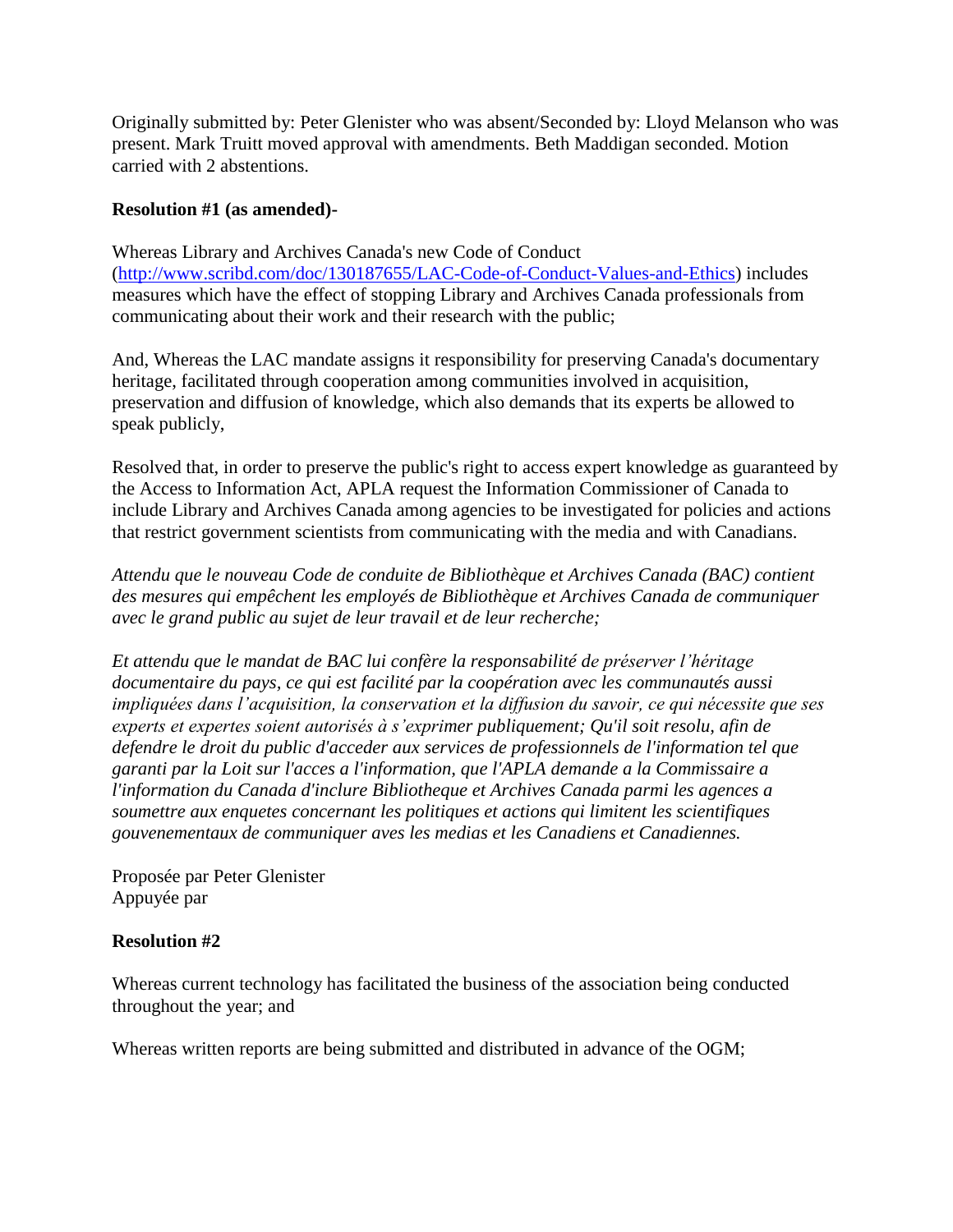Originally submitted by: Peter Glenister who was absent/Seconded by: Lloyd Melanson who was present. Mark Truitt moved approval with amendments. Beth Maddigan seconded. Motion carried with 2 abstentions.

**Resolution #1 (as amended)-**

Whereas Library and Archives Canada's new Code of Conduct ([http://www.scribd.com/doc/130187655/LAC-Code-of-Conduct-Values-and-Ethics](http://www.scribd.com/doc/130187655/LAC-Code-of-Conduct-Values-and-Ethics)) includes measures which have the effect of stopping Library and Archives Canada professionals from communicating about their work and their research with the public;

And, Whereas the LAC mandate assigns it responsibility for preserving Canada's documentary heritage, facilitated through cooperation among communities involved in acquisition, preservation and diffusion of knowledge, which also demands that its experts be allowed to speak publicly,

Resolved that, in order to preserve the public's right to access expert knowledge as guaranteed by the Access to Information Act, APLA request the Information Commissioner of Canada to include Library and Archives Canada among agencies to be investigated for policies and actions that restrict government scientists from communicating with the media and with Canadians.

*Attendu que le nouveau Code de conduite de Bibliothèque et Archives Canada (BAC) contient des mesures qui empêchent les employés de Bibliothèque et Archives Canada de communiquer avec le grand public au sujet de leur travail et de leur recherche;*

*Et attendu que le mandat de BAC lui confère la responsabilité de préserver l'héritage documentaire du pays, ce qui est facilité par la coopération avec les communautés aussi impliquées dans l'acquisition, la conservation et la diffusion du savoir, ce qui nécessite que ses experts et expertes soient autorisés à s'exprimer publiquement; Qu'il soit resolu, afin de defendre le droit du public d'acceder aux services de professionnels de l'information tel que garanti par la Loit sur l'acces a l'information, que l'APLA demande a la Commissaire a l'information du Canada d'inclure Bibliotheque et Archives Canada parmi les agences a soumettre aux enquetes concernant les politiques et actions qui limitent les scientifiques gouvenementaux de communiquer aves les medias et les Canadiens et Canadiennes.*

Proposée par Peter Glenister
Appuyée par

**Resolution #2**

Whereas current technology has facilitated the business of the association being conducted throughout the year; and

Whereas written reports are being submitted and distributed in advance of the OGM;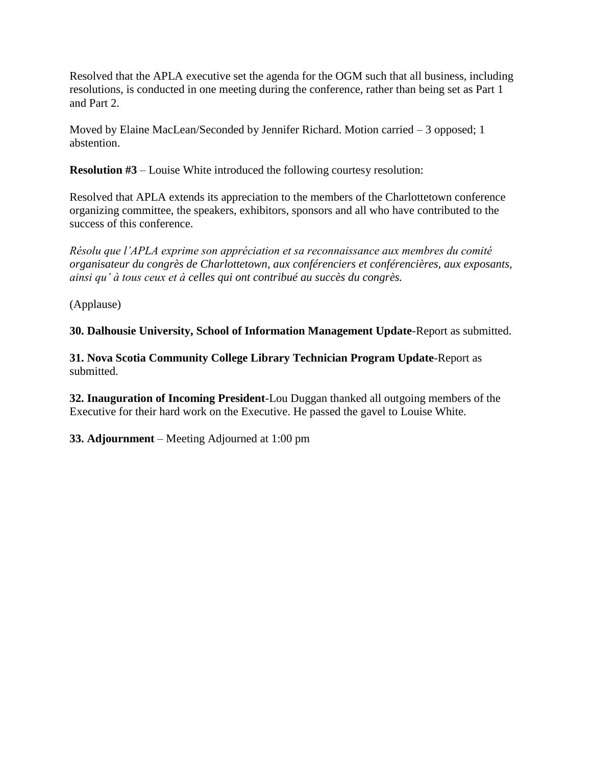Resolved that the APLA executive set the agenda for the OGM such that all business, including resolutions, is conducted in one meeting during the conference, rather than being set as Part 1 and Part 2.

Moved by Elaine MacLean/Seconded by Jennifer Richard. Motion carried – 3 opposed; 1 abstention.

**Resolution #3** – Louise White introduced the following courtesy resolution:

Resolved that APLA extends its appreciation to the members of the Charlottetown conference organizing committee, the speakers, exhibitors, sponsors and all who have contributed to the success of this conference.

*Résolu que l'APLA exprime son appréciation et sa reconnaissance aux membres du comité organisateur du congrès de Charlottetown, aux conférenciers et conférencières, aux exposants, ainsi qu' à tous ceux et à celles qui ont contribué au succès du congrès.*

(Applause)

**30. Dalhousie University, School of Information Management Update**-Report as submitted.

**31. Nova Scotia Community College Library Technician Program Update**-Report as submitted.

**32. Inauguration of Incoming President**-Lou Duggan thanked all outgoing members of the Executive for their hard work on the Executive. He passed the gavel to Louise White.

**33. Adjournment** – Meeting Adjourned at 1:00 pm